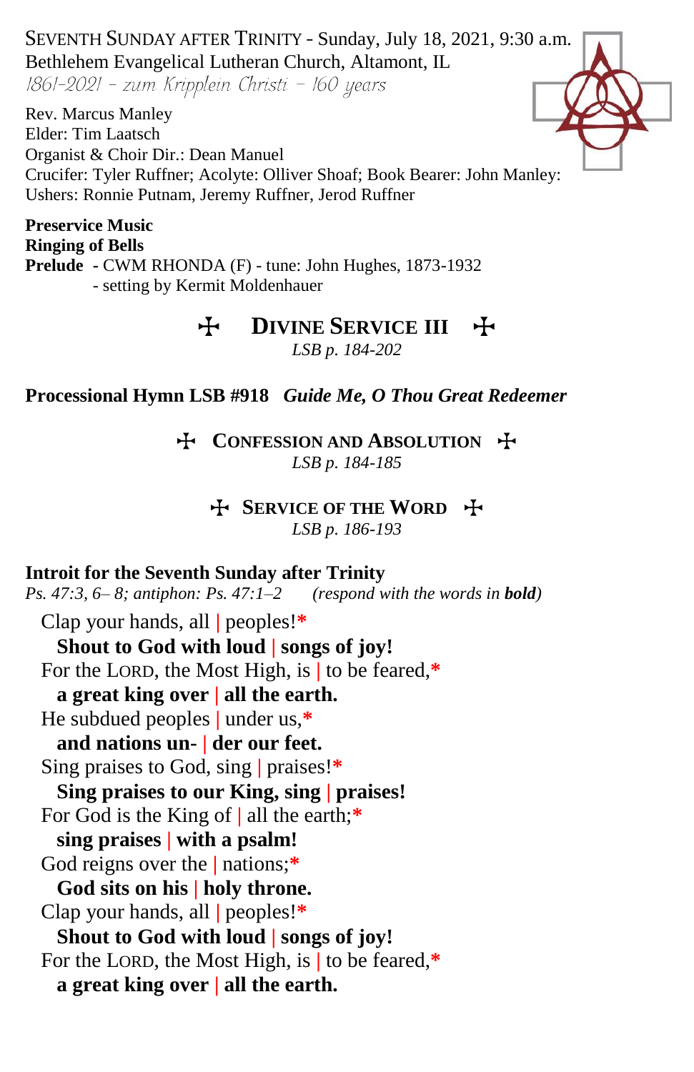SEVENTH SUNDAY AFTER TRINITY - Sunday, July 18, 2021, 9:30 a.m.
Bethlehem Evangelical Lutheran Church, Altamont, IL
*1861-2021 – zum Kripplein Christi – 160 years*

Rev. Marcus Manley
Elder: Tim Laatsch
Organist & Choir Dir.: Dean Manuel
Crucifer: Tyler Ruffner; Acolyte: Olliver Shoaf; Book Bearer: John Manley:
Ushers: Ronnie Putnam, Jeremy Ruffner, Jerod Ruffner

**Preservice Music**
**Ringing of Bells**
**Prelude** - CWM RHONDA (F) - tune: John Hughes, 1873-1932
- setting by Kermit Moldenhauer

## ✠ DIVINE SERVICE III ✠

*LSB p. 184-202*

**Processional Hymn LSB #918** ***Guide Me, O Thou Great Redeemer***

## ✠ CONFESSION AND ABSOLUTION ✠

*LSB p. 184-185*

## ✠ SERVICE OF THE WORD ✠

*LSB p. 186-193*

**Introit for the Seventh Sunday after Trinity**
*Ps. 47:3, 6– 8; antiphon: Ps. 47:1–2 (respond with the words in* ***bold****)*

Clap your hands, all | peoples!*
**Shout to God with loud | songs of joy!**
For the LORD, the Most High, is | to be feared,*
**a great king over | all the earth.**
He subdued peoples | under us,*
**and nations un- | der our feet.**
Sing praises to God, sing | praises!*
**Sing praises to our King, sing | praises!**
For God is the King of | all the earth;*
**sing praises | with a psalm!**
God reigns over the | nations;*
**God sits on his | holy throne.**
Clap your hands, all | peoples!*
**Shout to God with loud | songs of joy!**
For the LORD, the Most High, is | to be feared,*
**a great king over | all the earth.**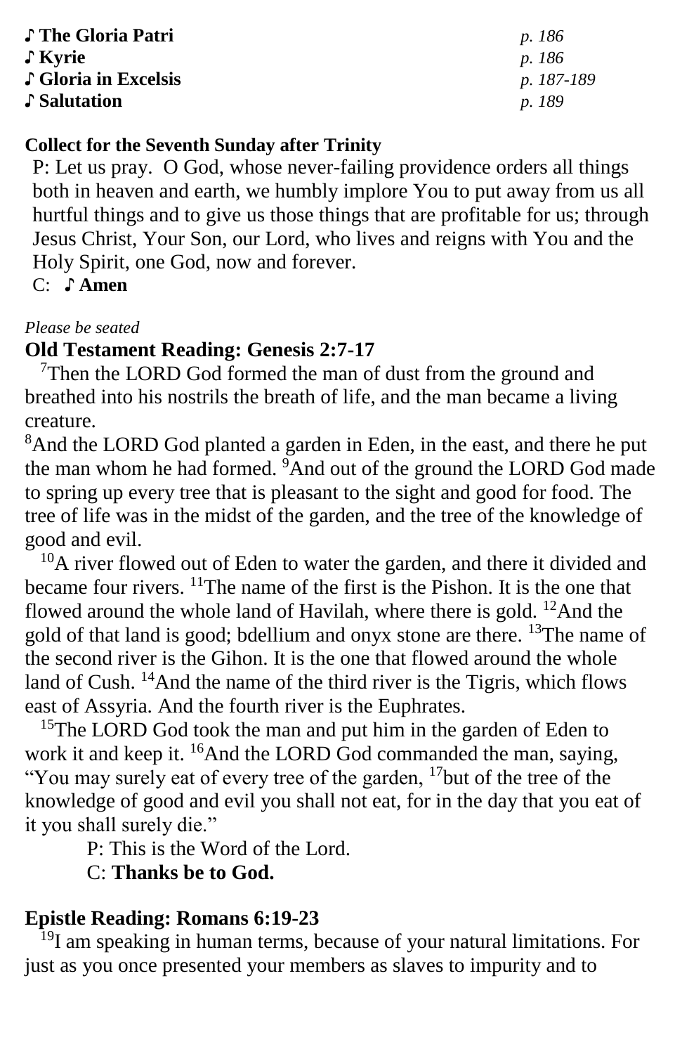| | |
|---|---|
| ♪ **The Gloria Patri** | *p. 186* |
| ♪ **Kyrie** | *p. 186* |
| ♪ **Gloria in Excelsis** | *p. 187-189* |
| ♪ **Salutation** | *p. 189* |

**Collect for the Seventh Sunday after Trinity**

P: Let us pray. O God, whose never-failing providence orders all things both in heaven and earth, we humbly implore You to put away from us all hurtful things and to give us those things that are profitable for us; through Jesus Christ, Your Son, our Lord, who lives and reigns with You and the Holy Spirit, one God, now and forever.

C: ♪ **Amen**

*Please be seated*

## Old Testament Reading: Genesis 2:7-17

[7]Then the LORD God formed the man of dust from the ground and breathed into his nostrils the breath of life, and the man became a living creature.

[8]And the LORD God planted a garden in Eden, in the east, and there he put the man whom he had formed. [9]And out of the ground the LORD God made to spring up every tree that is pleasant to the sight and good for food. The tree of life was in the midst of the garden, and the tree of the knowledge of good and evil.

[10]A river flowed out of Eden to water the garden, and there it divided and became four rivers. [11]The name of the first is the Pishon. It is the one that flowed around the whole land of Havilah, where there is gold. [12]And the gold of that land is good; bdellium and onyx stone are there. [13]The name of the second river is the Gihon. It is the one that flowed around the whole land of Cush. [14]And the name of the third river is the Tigris, which flows east of Assyria. And the fourth river is the Euphrates.

[15]The LORD God took the man and put him in the garden of Eden to work it and keep it. [16]And the LORD God commanded the man, saying, "You may surely eat of every tree of the garden, [17]but of the tree of the knowledge of good and evil you shall not eat, for in the day that you eat of it you shall surely die."

P: This is the Word of the Lord.

C: **Thanks be to God.**

## Epistle Reading: Romans 6:19-23

[19]I am speaking in human terms, because of your natural limitations. For just as you once presented your members as slaves to impurity and to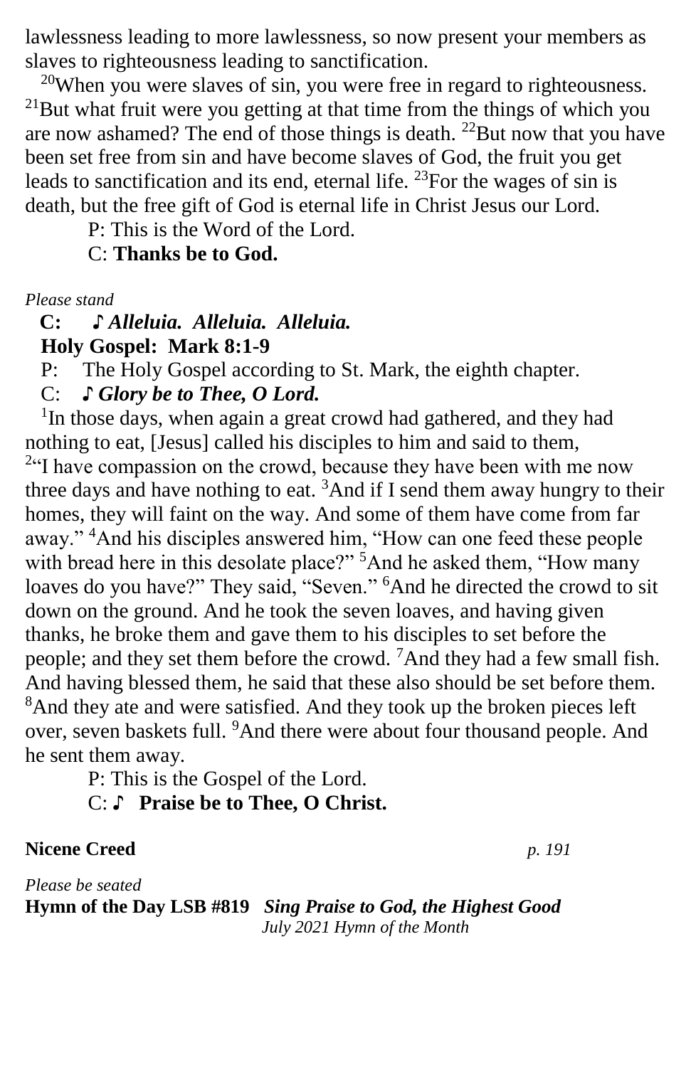lawlessness leading to more lawlessness, so now present your members as slaves to righteousness leading to sanctification.

[20]When you were slaves of sin, you were free in regard to righteousness. [21]But what fruit were you getting at that time from the things of which you are now ashamed? The end of those things is death. [22]But now that you have been set free from sin and have become slaves of God, the fruit you get leads to sanctification and its end, eternal life. [23]For the wages of sin is death, but the free gift of God is eternal life in Christ Jesus our Lord.

P: This is the Word of the Lord.

C: **Thanks be to God.**

*Please stand*

**C: ♪ *Alleluia. Alleluia. Alleluia.***

**Holy Gospel: Mark 8:1-9**

P: The Holy Gospel according to St. Mark, the eighth chapter.

C: ***♪ Glory be to Thee, O Lord.***

[1]In those days, when again a great crowd had gathered, and they had nothing to eat, [Jesus] called his disciples to him and said to them, [2]"I have compassion on the crowd, because they have been with me now three days and have nothing to eat. [3]And if I send them away hungry to their homes, they will faint on the way. And some of them have come from far away." [4]And his disciples answered him, "How can one feed these people with bread here in this desolate place?" [5]And he asked them, "How many loaves do you have?" They said, "Seven." [6]And he directed the crowd to sit down on the ground. And he took the seven loaves, and having given thanks, he broke them and gave them to his disciples to set before the people; and they set them before the crowd. [7]And they had a few small fish. And having blessed them, he said that these also should be set before them. [8]And they ate and were satisfied. And they took up the broken pieces left over, seven baskets full. [9]And there were about four thousand people. And he sent them away.

P: This is the Gospel of the Lord.

C: **♪ Praise be to Thee, O Christ.**

**Nicene Creed** *p. 191*

*Please be seated*

**Hymn of the Day LSB #819** ***Sing Praise to God, the Highest Good***

*July 2021 Hymn of the Month*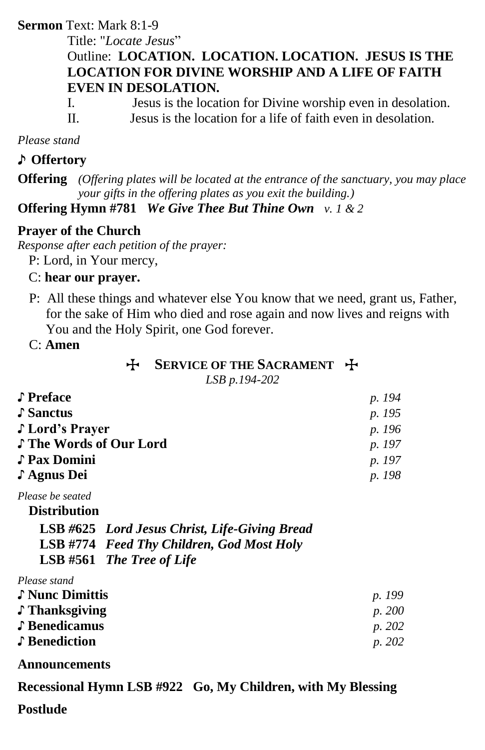**Sermon** Text: Mark 8:1-9

Title: "*Locate Jesus*"

Outline: **LOCATION. LOCATION. LOCATION. JESUS IS THE LOCATION FOR DIVINE WORSHIP AND A LIFE OF FAITH EVEN IN DESOLATION.**

I. Jesus is the location for Divine worship even in desolation.

II. Jesus is the location for a life of faith even in desolation.

*Please stand*

♪ **Offertory**

**Offering** *(Offering plates will be located at the entrance of the sanctuary, you may place your gifts in the offering plates as you exit the building.)*

**Offering Hymn #781** ***We Give Thee But Thine Own*** *v. 1 & 2*

**Prayer of the Church**

*Response after each petition of the prayer:*

P: Lord, in Your mercy,

C: **hear our prayer.**

P: All these things and whatever else You know that we need, grant us, Father, for the sake of Him who died and rose again and now lives and reigns with You and the Holy Spirit, one God forever.

C: **Amen**

## ☩ SERVICE OF THE SACRAMENT ☩

*LSB p.194-202*

| | |
|---|---|
| ♪ **Preface** | *p. 194* |
| ♪ **Sanctus** | *p. 195* |
| ♪ **Lord's Prayer** | *p. 196* |
| ♪ **The Words of Our Lord** | *p. 197* |
| ♪ **Pax Domini** | *p. 197* |
| ♪ **Agnus Dei** | *p. 198* |

*Please be seated*

**Distribution**

**LSB #625** ***Lord Jesus Christ, Life-Giving Bread***

**LSB #774** ***Feed Thy Children, God Most Holy***

**LSB #561** ***The Tree of Life***

*Please stand*

| | |
|---|---|
| ♪ **Nunc Dimittis** | *p. 199* |
| ♪ **Thanksgiving** | *p. 200* |
| ♪ **Benedicamus** | *p. 202* |
| ♪ **Benediction** | *p. 202* |

**Announcements**

**Recessional Hymn LSB #922 Go, My Children, with My Blessing**

**Postlude**